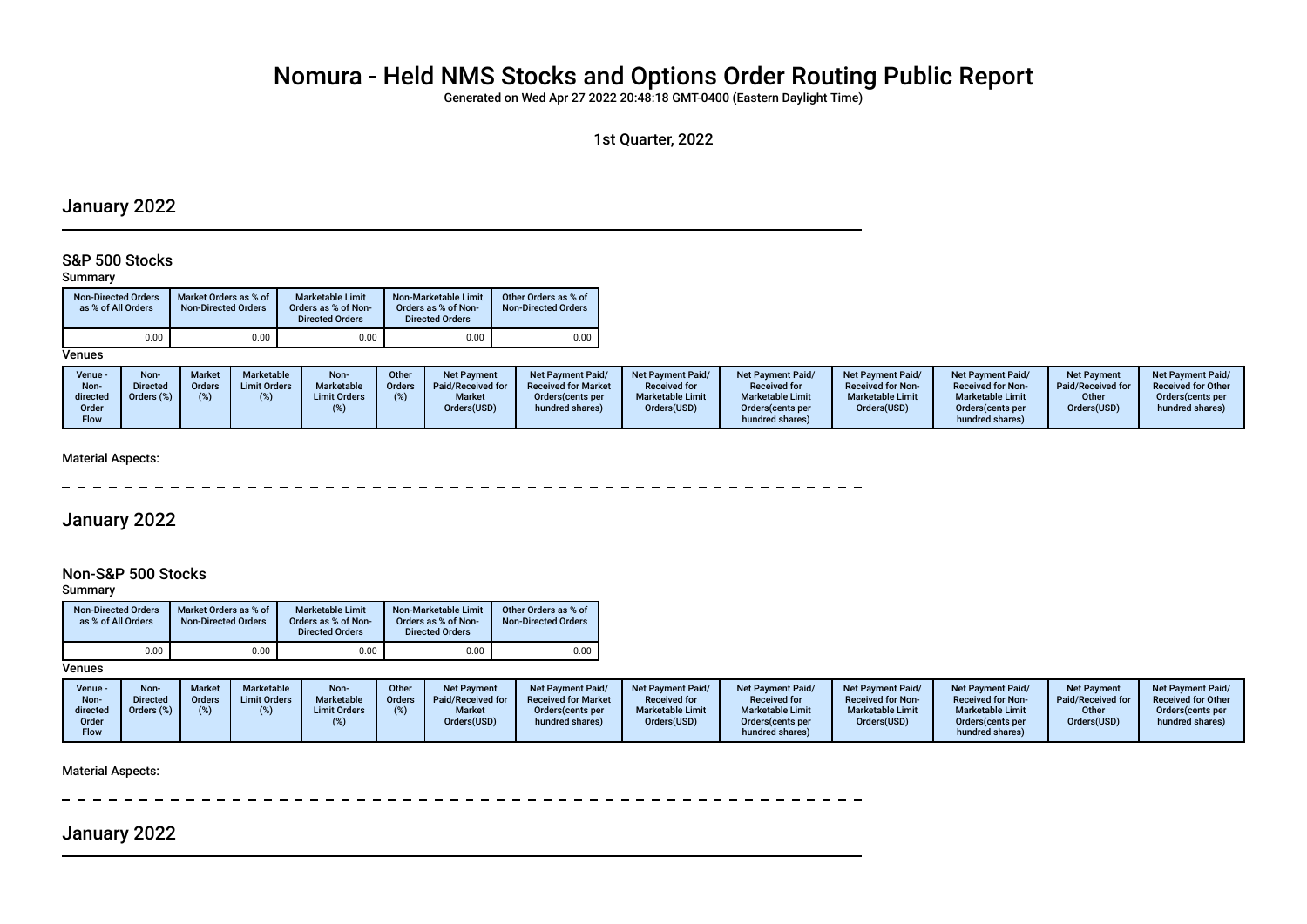# Nomura - Held NMS Stocks and Options Order Routing Public Report

Generated on Wed Apr 27 2022 20:48:18 GMT-0400 (Eastern Daylight Time)

1st Quarter, 2022

## January 2022

### S&P 500 Stocks

Summary

| Non-Directed Orders as % of All Orders | Market Orders as % of Non-Directed Orders | Marketable Limit Orders as % of Non-Directed Orders | Non-Marketable Limit Orders as % of Non-Directed Orders | Other Orders as % of Non-Directed Orders |
|---|---|---|---|---|
| 0.00 | 0.00 | 0.00 | 0.00 | 0.00 |

Venues

| Venue - Non-directed Order Flow | Non-Directed Orders (%) | Market Orders (%) | Marketable Limit Orders (%) | Non-Marketable Limit Orders (%) | Other Orders (%) | Net Payment Paid/Received for Market Orders(USD) | Net Payment Paid/ Received for Market Orders(cents per hundred shares) | Net Payment Paid/ Received for Marketable Limit Orders(USD) | Net Payment Paid/ Received for Marketable Limit Orders(cents per hundred shares) | Net Payment Paid/ Received for Non-Marketable Limit Orders(USD) | Net Payment Paid/ Received for Non-Marketable Limit Orders(cents per hundred shares) | Net Payment Paid/Received for Other Orders(USD) | Net Payment Paid/ Received for Other Orders(cents per hundred shares) |
|---|---|---|---|---|---|---|---|---|---|---|---|---|---|

Material Aspects:

## January 2022

### Non-S&P 500 Stocks

Summary

| Non-Directed Orders as % of All Orders | Market Orders as % of Non-Directed Orders | Marketable Limit Orders as % of Non-Directed Orders | Non-Marketable Limit Orders as % of Non-Directed Orders | Other Orders as % of Non-Directed Orders |
|---|---|---|---|---|
| 0.00 | 0.00 | 0.00 | 0.00 | 0.00 |

Venues

| Venue - Non-directed Order Flow | Non-Directed Orders (%) | Market Orders (%) | Marketable Limit Orders (%) | Non-Marketable Limit Orders (%) | Other Orders (%) | Net Payment Paid/Received for Market Orders(USD) | Net Payment Paid/ Received for Market Orders(cents per hundred shares) | Net Payment Paid/ Received for Marketable Limit Orders(USD) | Net Payment Paid/ Received for Marketable Limit Orders(cents per hundred shares) | Net Payment Paid/ Received for Non-Marketable Limit Orders(USD) | Net Payment Paid/ Received for Non-Marketable Limit Orders(cents per hundred shares) | Net Payment Paid/Received for Other Orders(USD) | Net Payment Paid/ Received for Other Orders(cents per hundred shares) |
|---|---|---|---|---|---|---|---|---|---|---|---|---|---|

Material Aspects:

## January 2022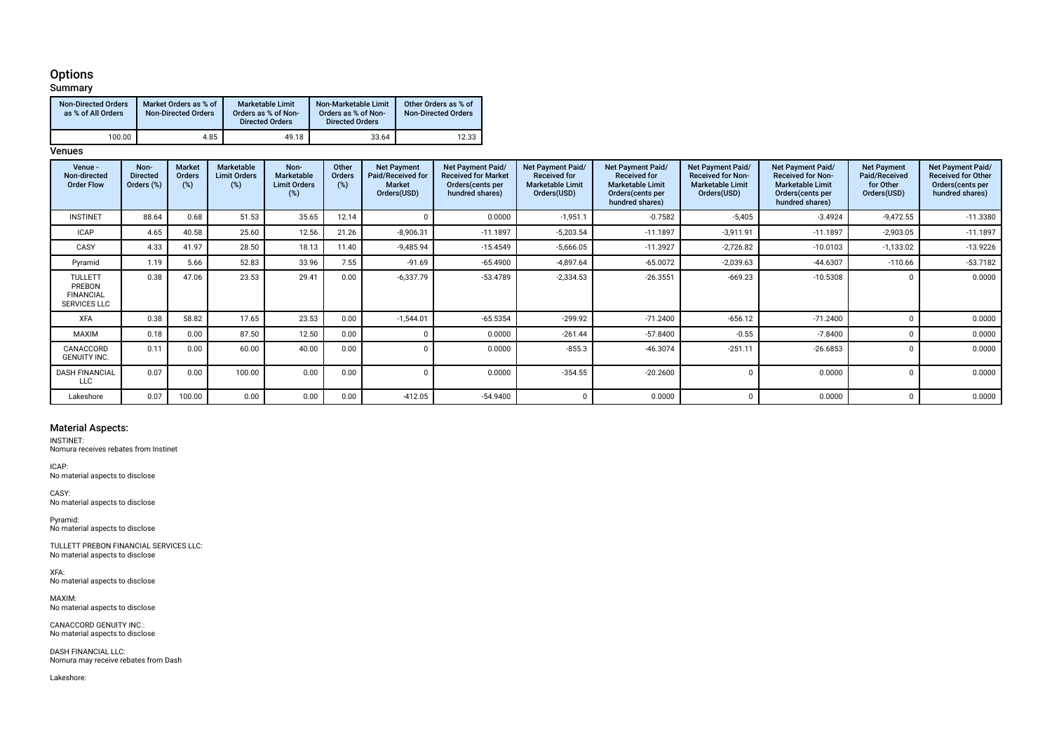# Options

## Summary

| Non-Directed Orders as % of All Orders | Market Orders as % of Non-Directed Orders | Marketable Limit Orders as % of Non-Directed Orders | Non-Marketable Limit Orders as % of Non-Directed Orders | Other Orders as % of Non-Directed Orders |
|---|---|---|---|---|
| 100.00 | 4.85 | 49.18 | 33.64 | 12.33 |

## Venues

| Venue - Non-directed Order Flow | Non-Directed Orders (%) | Market Orders (%) | Marketable Limit Orders (%) | Non-Marketable Limit Orders (%) | Other Orders (%) | Net Payment Paid/Received for Market Orders(USD) | Net Payment Paid/ Received for Market Orders(cents per hundred shares) | Net Payment Paid/ Received for Marketable Limit Orders(USD) | Net Payment Paid/ Received for Marketable Limit Orders(cents per hundred shares) | Net Payment Paid/ Received for Non-Marketable Limit Orders(USD) | Net Payment Paid/ Received for Non-Marketable Limit Orders(cents per hundred shares) | Net Payment Paid/Received for Other Orders(USD) | Net Payment Paid/ Received for Other Orders(cents per hundred shares) |
|---|---|---|---|---|---|---|---|---|---|---|---|---|---|
| INSTINET | 88.64 | 0.68 | 51.53 | 35.65 | 12.14 | 0 | 0.0000 | -1,951.1 | -0.7582 | -5,405 | -3.4924 | -9,472.55 | -11.3380 |
| ICAP | 4.65 | 40.58 | 25.60 | 12.56 | 21.26 | -8,906.31 | -11.1897 | -5,203.54 | -11.1897 | -3,911.91 | -11.1897 | -2,903.05 | -11.1897 |
| CASY | 4.33 | 41.97 | 28.50 | 18.13 | 11.40 | -9,485.94 | -15.4549 | -5,666.05 | -11.3927 | -2,726.82 | -10.0103 | -1,133.02 | -13.9226 |
| Pyramid | 1.19 | 5.66 | 52.83 | 33.96 | 7.55 | -91.69 | -65.4900 | -4,897.64 | -65.0072 | -2,039.63 | -44.6307 | -110.66 | -53.7182 |
| TULLETT PREBON FINANCIAL SERVICES LLC | 0.38 | 47.06 | 23.53 | 29.41 | 0.00 | -6,337.79 | -53.4789 | -2,334.53 | -26.3551 | -669.23 | -10.5308 | 0 | 0.0000 |
| XFA | 0.38 | 58.82 | 17.65 | 23.53 | 0.00 | -1,544.01 | -65.5354 | -299.92 | -71.2400 | -656.12 | -71.2400 | 0 | 0.0000 |
| MAXIM | 0.18 | 0.00 | 87.50 | 12.50 | 0.00 | 0 | 0.0000 | -261.44 | -57.8400 | -0.55 | -7.8400 | 0 | 0.0000 |
| CANACCORD GENUITY INC. | 0.11 | 0.00 | 60.00 | 40.00 | 0.00 | 0 | 0.0000 | -855.3 | -46.3074 | -251.11 | -26.6853 | 0 | 0.0000 |
| DASH FINANCIAL LLC | 0.07 | 0.00 | 100.00 | 0.00 | 0.00 | 0 | 0.0000 | -354.55 | -20.2600 | 0 | 0.0000 | 0 | 0.0000 |
| Lakeshore | 0.07 | 100.00 | 0.00 | 0.00 | 0.00 | -412.05 | -54.9400 | 0 | 0.0000 | 0 | 0.0000 | 0 | 0.0000 |

## Material Aspects:

INSTINET:
Nomura receives rebates from Instinet

ICAP:
No material aspects to disclose

CASY:
No material aspects to disclose

Pyramid:
No material aspects to disclose

TULLETT PREBON FINANCIAL SERVICES LLC:
No material aspects to disclose

XFA:
No material aspects to disclose

MAXIM:
No material aspects to disclose

CANACCORD GENUITY INC.:
No material aspects to disclose

DASH FINANCIAL LLC:
Nomura may receive rebates from Dash

Lakeshore: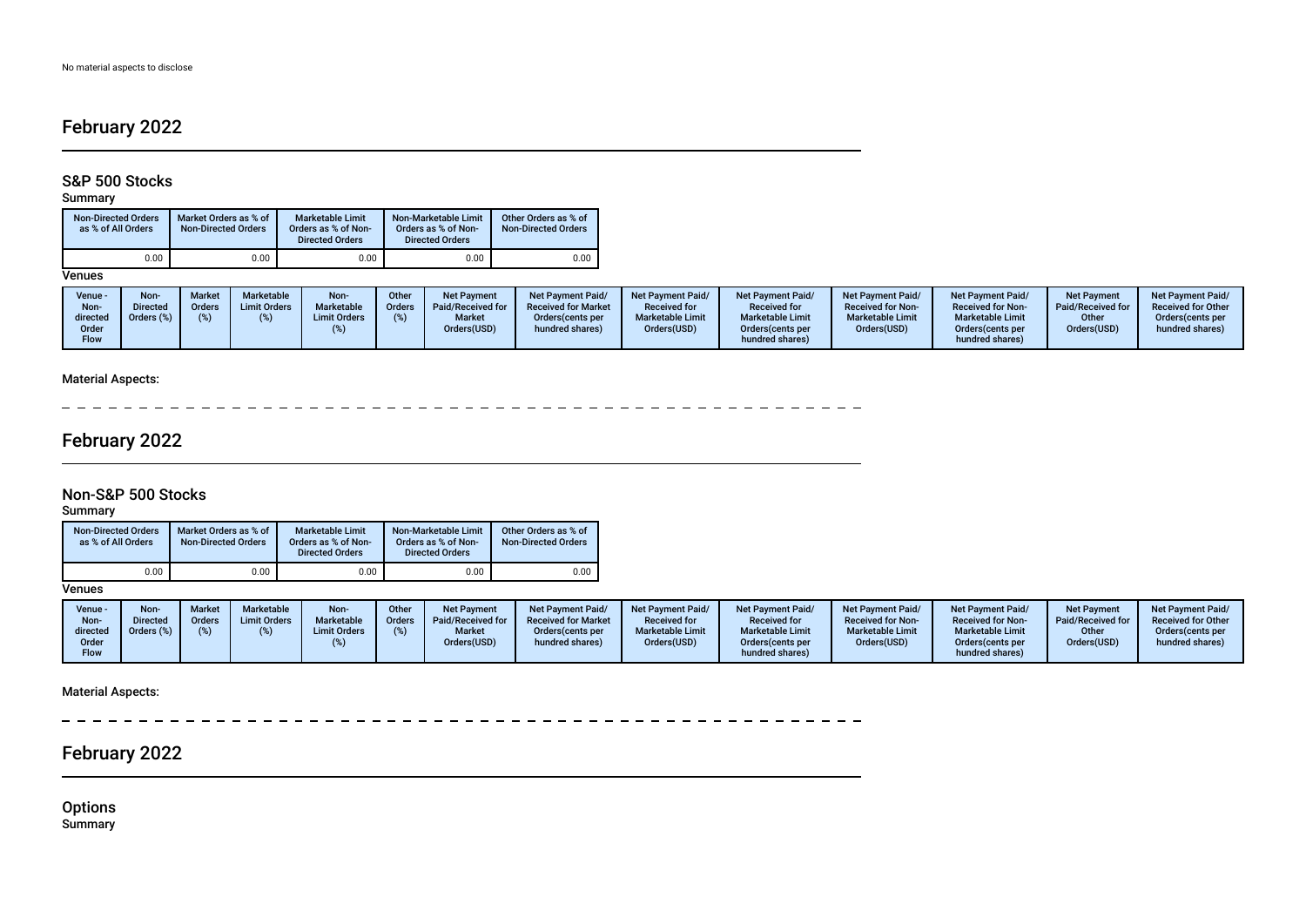No material aspects to disclose

## February 2022

### S&P 500 Stocks

Summary

| Non-Directed Orders as % of All Orders | Market Orders as % of Non-Directed Orders | Marketable Limit Orders as % of Non-Directed Orders | Non-Marketable Limit Orders as % of Non-Directed Orders | Other Orders as % of Non-Directed Orders |
|---|---|---|---|---|
| 0.00 | 0.00 | 0.00 | 0.00 | 0.00 |

Venues

| Venue - Non-directed Order Flow | Non-Directed Orders (%) | Market Orders (%) | Marketable Limit Orders (%) | Non-Marketable Limit Orders (%) | Other Orders (%) | Net Payment Paid/Received for Market Orders(USD) | Net Payment Paid/Received for Market Orders(cents per hundred shares) | Net Payment Paid/Received for Marketable Limit Orders(USD) | Net Payment Paid/Received for Marketable Limit Orders(cents per hundred shares) | Net Payment Paid/Received for Non-Marketable Limit Orders(USD) | Net Payment Paid/Received for Non-Marketable Limit Orders(cents per hundred shares) | Net Payment Paid/Received for Other Orders(USD) | Net Payment Paid/Received for Other Orders(cents per hundred shares) |
|---|---|---|---|---|---|---|---|---|---|---|---|---|---|

Material Aspects:

## February 2022

### Non-S&P 500 Stocks

Summary

| Non-Directed Orders as % of All Orders | Market Orders as % of Non-Directed Orders | Marketable Limit Orders as % of Non-Directed Orders | Non-Marketable Limit Orders as % of Non-Directed Orders | Other Orders as % of Non-Directed Orders |
|---|---|---|---|---|
| 0.00 | 0.00 | 0.00 | 0.00 | 0.00 |

Venues

| Venue - Non-directed Order Flow | Non-Directed Orders (%) | Market Orders (%) | Marketable Limit Orders (%) | Non-Marketable Limit Orders (%) | Other Orders (%) | Net Payment Paid/Received for Market Orders(USD) | Net Payment Paid/Received for Market Orders(cents per hundred shares) | Net Payment Paid/Received for Marketable Limit Orders(USD) | Net Payment Paid/Received for Marketable Limit Orders(cents per hundred shares) | Net Payment Paid/Received for Non-Marketable Limit Orders(USD) | Net Payment Paid/Received for Non-Marketable Limit Orders(cents per hundred shares) | Net Payment Paid/Received for Other Orders(USD) | Net Payment Paid/Received for Other Orders(cents per hundred shares) |
|---|---|---|---|---|---|---|---|---|---|---|---|---|---|

Material Aspects:

## February 2022

### Options

Summary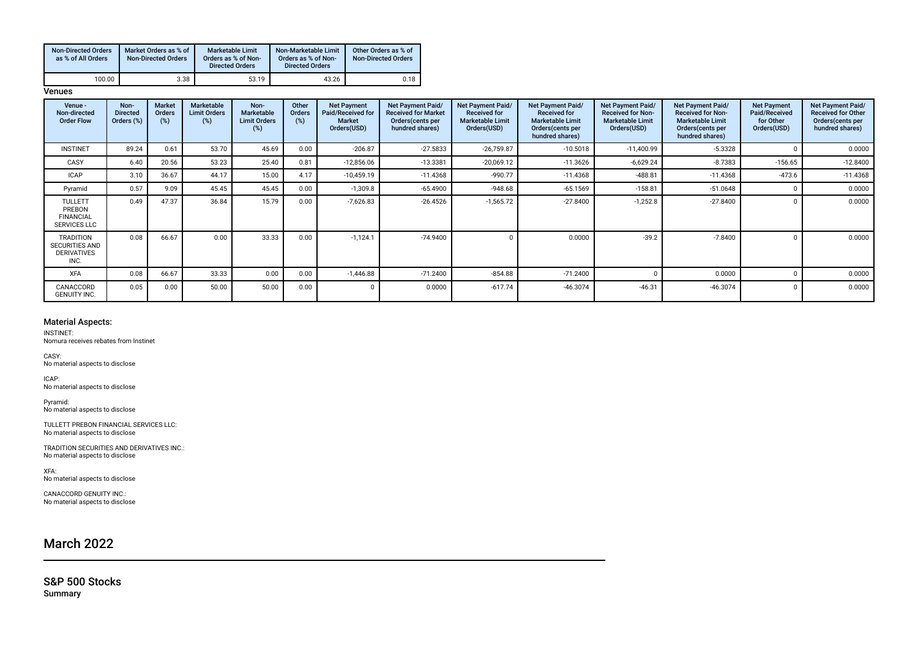| Non-Directed Orders as % of All Orders | Market Orders as % of Non-Directed Orders | Marketable Limit Orders as % of Non-Directed Orders | Non-Marketable Limit Orders as % of Non-Directed Orders | Other Orders as % of Non-Directed Orders |
|---|---|---|---|---|
| 100.00 | 3.38 | 53.19 | 43.26 | 0.18 |

**Venues**

| Venue - Non-directed Order Flow | Non-Directed Orders (%) | Market Orders (%) | Marketable Limit Orders (%) | Non-Marketable Limit Orders (%) | Other Orders (%) | Net Payment Paid/Received for Market Orders(USD) | Net Payment Paid/Received for Market Orders(cents per hundred shares) | Net Payment Paid/Received for Marketable Limit Orders(USD) | Net Payment Paid/Received for Marketable Limit Orders(cents per hundred shares) | Net Payment Paid/Received for Non-Marketable Limit Orders(USD) | Net Payment Paid/Received for Non-Marketable Limit Orders(cents per hundred shares) | Net Payment Paid/Received for Other Orders(USD) | Net Payment Paid/Received for Other Orders(cents per hundred shares) |
|---|---|---|---|---|---|---|---|---|---|---|---|---|---|
| INSTINET | 89.24 | 0.61 | 53.70 | 45.69 | 0.00 | -206.87 | -27.5833 | -26,759.87 | -10.5018 | -11,400.99 | -5.3328 | 0 | 0.0000 |
| CASY | 6.40 | 20.56 | 53.23 | 25.40 | 0.81 | -12,856.06 | -13.3381 | -20,069.12 | -11.3626 | -6,629.24 | -8.7383 | -156.65 | -12.8400 |
| ICAP | 3.10 | 36.67 | 44.17 | 15.00 | 4.17 | -10,459.19 | -11.4368 | -990.77 | -11.4368 | -488.81 | -11.4368 | -473.6 | -11.4368 |
| Pyramid | 0.57 | 9.09 | 45.45 | 45.45 | 0.00 | -1,309.8 | -65.4900 | -948.68 | -65.1569 | -158.81 | -51.0648 | 0 | 0.0000 |
| TULLETT PREBON FINANCIAL SERVICES LLC | 0.49 | 47.37 | 36.84 | 15.79 | 0.00 | -7,626.83 | -26.4526 | -1,565.72 | -27.8400 | -1,252.8 | -27.8400 | 0 | 0.0000 |
| TRADITION SECURITIES AND DERIVATIVES INC. | 0.08 | 66.67 | 0.00 | 33.33 | 0.00 | -1,124.1 | -74.9400 | 0 | 0.0000 | -39.2 | -7.8400 | 0 | 0.0000 |
| XFA | 0.08 | 66.67 | 33.33 | 0.00 | 0.00 | -1,446.88 | -71.2400 | -854.88 | -71.2400 | 0 | 0.0000 | 0 | 0.0000 |
| CANACCORD GENUITY INC. | 0.05 | 0.00 | 50.00 | 50.00 | 0.00 | 0 | 0.0000 | -617.74 | -46.3074 | -46.31 | -46.3074 | 0 | 0.0000 |

### Material Aspects:

INSTINET:
Nomura receives rebates from Instinet

CASY:
No material aspects to disclose

ICAP:
No material aspects to disclose

Pyramid:
No material aspects to disclose

TULLETT PREBON FINANCIAL SERVICES LLC:
No material aspects to disclose

TRADITION SECURITIES AND DERIVATIVES INC.:
No material aspects to disclose

XFA:
No material aspects to disclose

CANACCORD GENUITY INC.:
No material aspects to disclose

# March 2022

## S&P 500 Stocks

**Summary**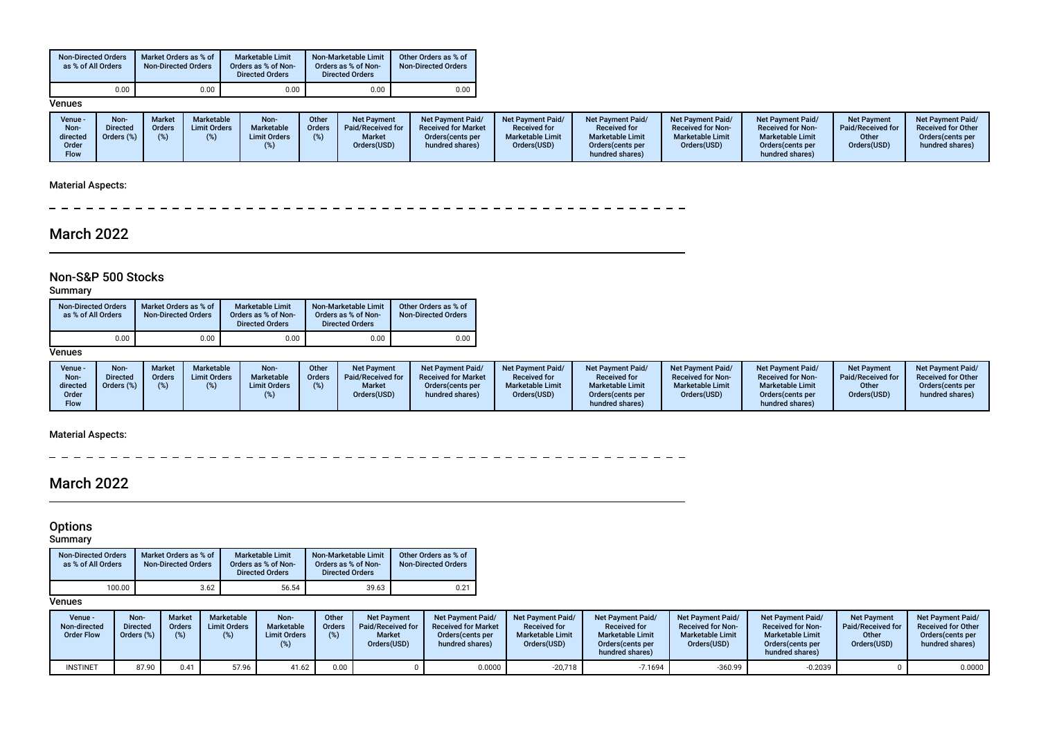| Non-Directed Orders as % of All Orders | Market Orders as % of Non-Directed Orders | Marketable Limit Orders as % of Non-Directed Orders | Non-Marketable Limit Orders as % of Non-Directed Orders | Other Orders as % of Non-Directed Orders |
|---|---|---|---|---|
| 0.00 | 0.00 | 0.00 | 0.00 | 0.00 |

**Venues**

| Venue - Non-directed Order Flow | Non-Directed Orders (%) | Market Orders (%) | Marketable Limit Orders (%) | Non-Marketable Limit Orders (%) | Other Orders (%) | Net Payment Paid/Received for Market Orders(USD) | Net Payment Paid/ Received for Market Orders(cents per hundred shares) | Net Payment Paid/ Received for Marketable Limit Orders(USD) | Net Payment Paid/ Received for Marketable Limit Orders(cents per hundred shares) | Net Payment Paid/ Received for Non-Marketable Limit Orders(USD) | Net Payment Paid/ Received for Non-Marketable Limit Orders(cents per hundred shares) | Net Payment Paid/Received for Other Orders(USD) | Net Payment Paid/ Received for Other Orders(cents per hundred shares) |
|---|---|---|---|---|---|---|---|---|---|---|---|---|---|

**Material Aspects:**

---

# March 2022

## Non-S&P 500 Stocks

### Summary

| Non-Directed Orders as % of All Orders | Market Orders as % of Non-Directed Orders | Marketable Limit Orders as % of Non-Directed Orders | Non-Marketable Limit Orders as % of Non-Directed Orders | Other Orders as % of Non-Directed Orders |
|---|---|---|---|---|
| 0.00 | 0.00 | 0.00 | 0.00 | 0.00 |

**Venues**

| Venue - Non-directed Order Flow | Non-Directed Orders (%) | Market Orders (%) | Marketable Limit Orders (%) | Non-Marketable Limit Orders (%) | Other Orders (%) | Net Payment Paid/Received for Market Orders(USD) | Net Payment Paid/ Received for Market Orders(cents per hundred shares) | Net Payment Paid/ Received for Marketable Limit Orders(USD) | Net Payment Paid/ Received for Marketable Limit Orders(cents per hundred shares) | Net Payment Paid/ Received for Non-Marketable Limit Orders(USD) | Net Payment Paid/ Received for Non-Marketable Limit Orders(cents per hundred shares) | Net Payment Paid/Received for Other Orders(USD) | Net Payment Paid/ Received for Other Orders(cents per hundred shares) |
|---|---|---|---|---|---|---|---|---|---|---|---|---|---|

**Material Aspects:**

---

# March 2022

## Options

### Summary

| Non-Directed Orders as % of All Orders | Market Orders as % of Non-Directed Orders | Marketable Limit Orders as % of Non-Directed Orders | Non-Marketable Limit Orders as % of Non-Directed Orders | Other Orders as % of Non-Directed Orders |
|---|---|---|---|---|
| 100.00 | 3.62 | 56.54 | 39.63 | 0.21 |

**Venues**

| Venue - Non-directed Order Flow | Non-Directed Orders (%) | Market Orders (%) | Marketable Limit Orders (%) | Non-Marketable Limit Orders (%) | Other Orders (%) | Net Payment Paid/Received for Market Orders(USD) | Net Payment Paid/ Received for Market Orders(cents per hundred shares) | Net Payment Paid/ Received for Marketable Limit Orders(USD) | Net Payment Paid/ Received for Marketable Limit Orders(cents per hundred shares) | Net Payment Paid/ Received for Non-Marketable Limit Orders(USD) | Net Payment Paid/ Received for Non-Marketable Limit Orders(cents per hundred shares) | Net Payment Paid/Received for Other Orders(USD) | Net Payment Paid/ Received for Other Orders(cents per hundred shares) |
|---|---|---|---|---|---|---|---|---|---|---|---|---|---|
| INSTINET | 87.90 | 0.41 | 57.96 | 41.62 | 0.00 | 0 | 0.0000 | -20,718 | -7.1694 | -360.99 | -0.2039 | 0 | 0.0000 |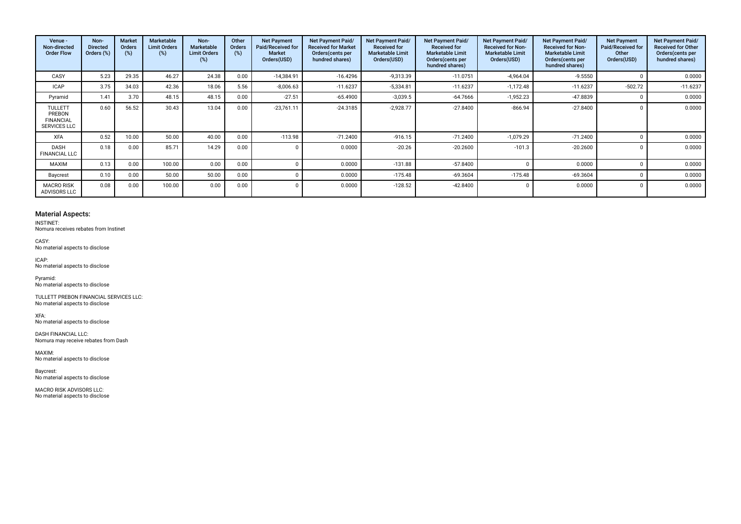| Venue - Non-directed Order Flow | Non-Directed Orders (%) | Market Orders (%) | Marketable Limit Orders (%) | Non-Marketable Limit Orders (%) | Other Orders (%) | Net Payment Paid/Received for Market Orders(USD) | Net Payment Paid/ Received for Market Orders(cents per hundred shares) | Net Payment Paid/ Received for Marketable Limit Orders(USD) | Net Payment Paid/ Received for Marketable Limit Orders(cents per hundred shares) | Net Payment Paid/ Received for Non-Marketable Limit Orders(USD) | Net Payment Paid/ Received for Non-Marketable Limit Orders(cents per hundred shares) | Net Payment Paid/Received for Other Orders(USD) | Net Payment Paid/ Received for Other Orders(cents per hundred shares) |
|---|---|---|---|---|---|---|---|---|---|---|---|---|---|
| CASY | 5.23 | 29.35 | 46.27 | 24.38 | 0.00 | -14,384.91 | -16.4296 | -9,313.39 | -11.0751 | -4,964.04 | -9.5550 | 0 | 0.0000 |
| ICAP | 3.75 | 34.03 | 42.36 | 18.06 | 5.56 | -8,006.63 | -11.6237 | -5,334.81 | -11.6237 | -1,172.48 | -11.6237 | -502.72 | -11.6237 |
| Pyramid | 1.41 | 3.70 | 48.15 | 48.15 | 0.00 | -27.51 | -65.4900 | -3,039.5 | -64.7666 | -1,952.23 | -47.8839 | 0 | 0.0000 |
| TULLETT PREBON FINANCIAL SERVICES LLC | 0.60 | 56.52 | 30.43 | 13.04 | 0.00 | -23,761.11 | -24.3185 | -2,928.77 | -27.8400 | -866.94 | -27.8400 | 0 | 0.0000 |
| XFA | 0.52 | 10.00 | 50.00 | 40.00 | 0.00 | -113.98 | -71.2400 | -916.15 | -71.2400 | -1,079.29 | -71.2400 | 0 | 0.0000 |
| DASH FINANCIAL LLC | 0.18 | 0.00 | 85.71 | 14.29 | 0.00 | 0 | 0.0000 | -20.26 | -20.2600 | -101.3 | -20.2600 | 0 | 0.0000 |
| MAXIM | 0.13 | 0.00 | 100.00 | 0.00 | 0.00 | 0 | 0.0000 | -131.88 | -57.8400 | 0 | 0.0000 | 0 | 0.0000 |
| Baycrest | 0.10 | 0.00 | 50.00 | 50.00 | 0.00 | 0 | 0.0000 | -175.48 | -69.3604 | -175.48 | -69.3604 | 0 | 0.0000 |
| MACRO RISK ADVISORS LLC | 0.08 | 0.00 | 100.00 | 0.00 | 0.00 | 0 | 0.0000 | -128.52 | -42.8400 | 0 | 0.0000 | 0 | 0.0000 |

## Material Aspects:

INSTINET:
Nomura receives rebates from Instinet

CASY:
No material aspects to disclose

ICAP:
No material aspects to disclose

Pyramid:
No material aspects to disclose

TULLETT PREBON FINANCIAL SERVICES LLC:
No material aspects to disclose

XFA:
No material aspects to disclose

DASH FINANCIAL LLC:
Nomura may receive rebates from Dash

MAXIM:
No material aspects to disclose

Baycrest:
No material aspects to disclose

MACRO RISK ADVISORS LLC:
No material aspects to disclose